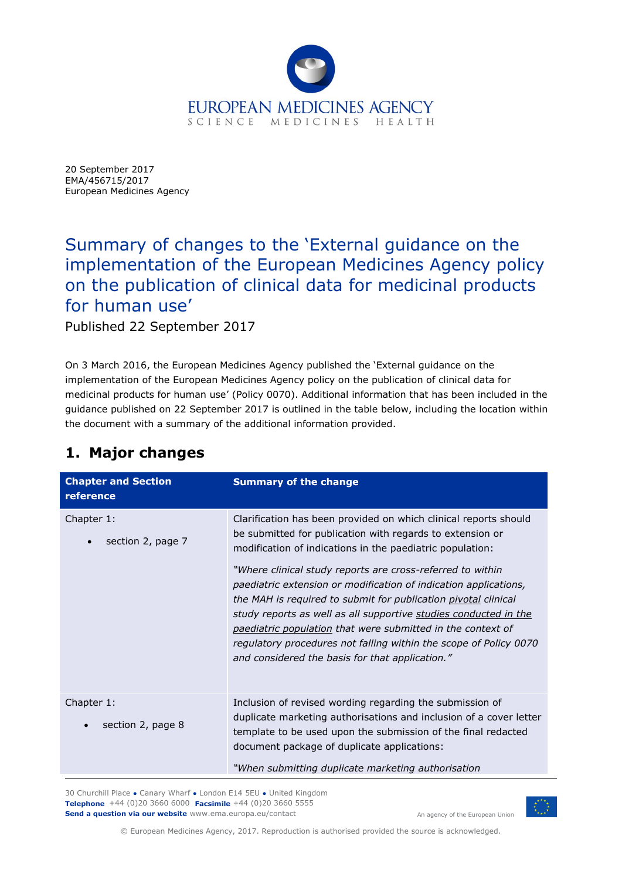20 September 2017
EMA/456715/2017
European Medicines Agency

# Summary of changes to the 'External guidance on the implementation of the European Medicines Agency policy on the publication of clinical data for medicinal products for human use'

Published 22 September 2017

On 3 March 2016, the European Medicines Agency published the 'External guidance on the implementation of the European Medicines Agency policy on the publication of clinical data for medicinal products for human use' (Policy 0070). Additional information that has been included in the guidance published on 22 September 2017 is outlined in the table below, including the location within the document with a summary of the additional information provided.

## 1. Major changes

| Chapter and Section reference | Summary of the change |
|---|---|
| Chapter 1:<br>• section 2, page 7 | Clarification has been provided on which clinical reports should be submitted for publication with regards to extension or modification of indications in the paediatric population:<br><br>*"Where clinical study reports are cross-referred to within paediatric extension or modification of indication applications, the MAH is required to submit for publication pivotal clinical study reports as well as all supportive studies conducted in the paediatric population that were submitted in the context of regulatory procedures not falling within the scope of Policy 0070 and considered the basis for that application."* |
| Chapter 1:<br>• section 2, page 8 | Inclusion of revised wording regarding the submission of duplicate marketing authorisations and inclusion of a cover letter template to be used upon the submission of the final redacted document package of duplicate applications:<br><br>*"When submitting duplicate marketing authorisation* |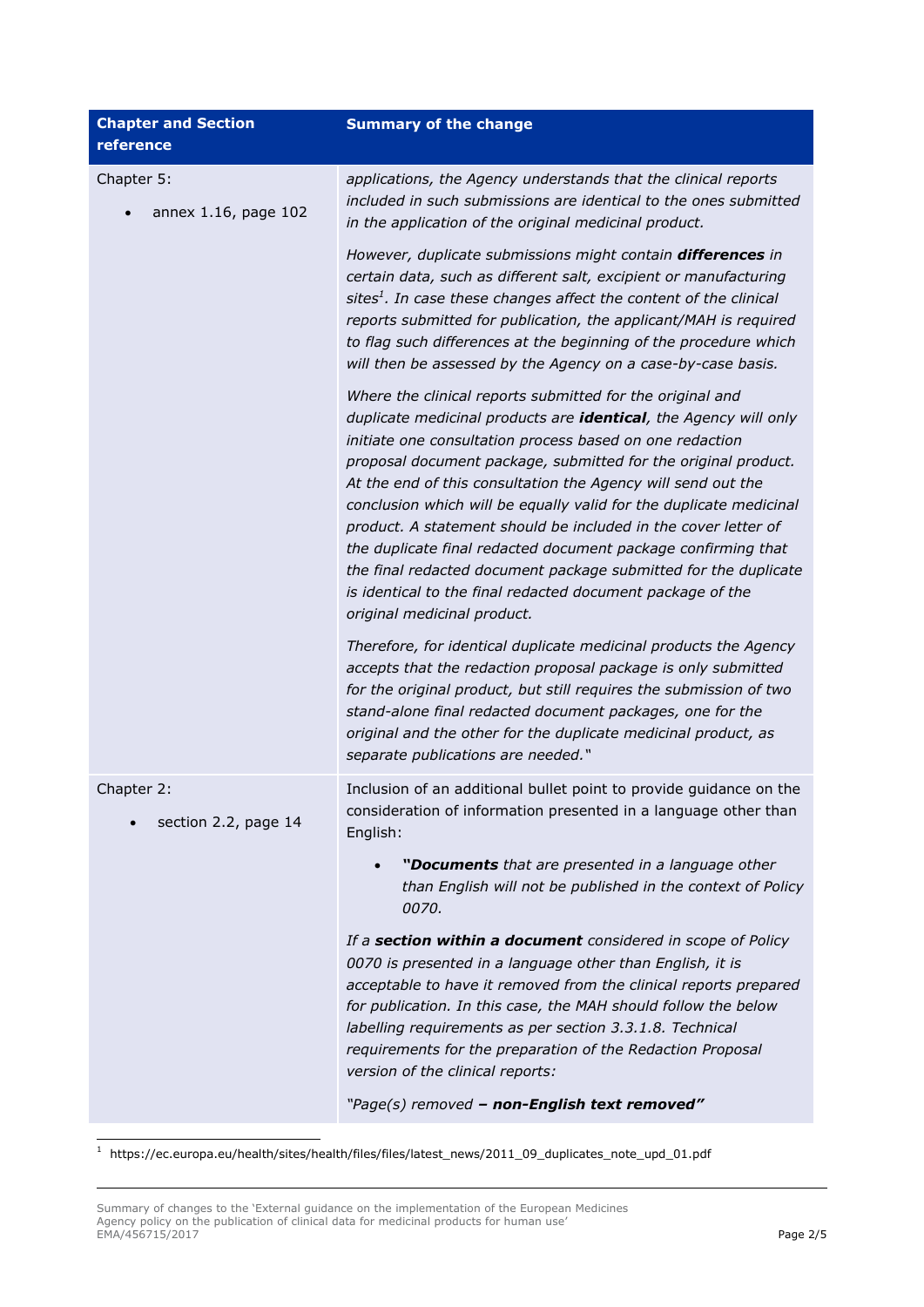| Chapter and Section reference | Summary of the change |
|---|---|
| Chapter 5:<br>• annex 1.16, page 102 | *applications, the Agency understands that the clinical reports included in such submissions are identical to the ones submitted in the application of the original medicinal product.*<br><br>*However, duplicate submissions might contain* ***differences*** *in certain data, such as different salt, excipient or manufacturing sites*[1]*. In case these changes affect the content of the clinical reports submitted for publication, the applicant/MAH is required to flag such differences at the beginning of the procedure which will then be assessed by the Agency on a case-by-case basis.*<br><br>*Where the clinical reports submitted for the original and duplicate medicinal products are* ***identical****, the Agency will only initiate one consultation process based on one redaction proposal document package, submitted for the original product. At the end of this consultation the Agency will send out the conclusion which will be equally valid for the duplicate medicinal product. A statement should be included in the cover letter of the duplicate final redacted document package confirming that the final redacted document package submitted for the duplicate is identical to the final redacted document package of the original medicinal product.*<br><br>*Therefore, for identical duplicate medicinal products the Agency accepts that the redaction proposal package is only submitted for the original product, but still requires the submission of two stand-alone final redacted document packages, one for the original and the other for the duplicate medicinal product, as separate publications are needed."* |
| Chapter 2:<br>• section 2.2, page 14 | Inclusion of an additional bullet point to provide guidance on the consideration of information presented in a language other than English:<br><br>• ***"Documents*** *that are presented in a language other than English will not be published in the context of Policy 0070.*<br><br>*If a* ***section within a document*** *considered in scope of Policy 0070 is presented in a language other than English, it is acceptable to have it removed from the clinical reports prepared for publication. In this case, the MAH should follow the below labelling requirements as per section 3.3.1.8. Technical requirements for the preparation of the Redaction Proposal version of the clinical reports:*<br><br>*"Page(s) removed* ***– non-English text removed"*** |

[1] https://ec.europa.eu/health/sites/health/files/files/latest_news/2011_09_duplicates_note_upd_01.pdf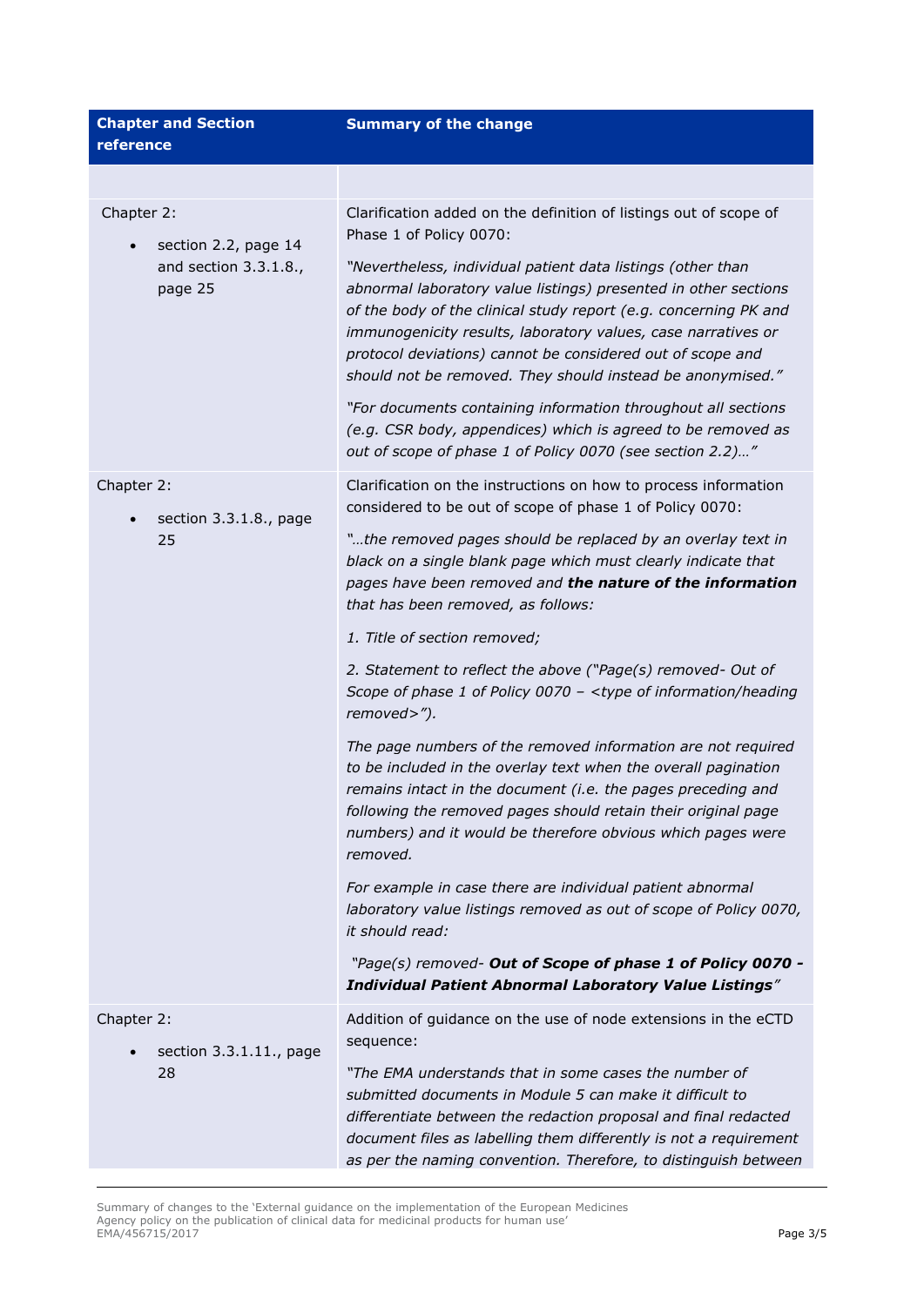| Chapter and Section reference | Summary of the change |
|---|---|
| | |
| Chapter 2:<br>• section 2.2, page 14 and section 3.3.1.8., page 25 | Clarification added on the definition of listings out of scope of Phase 1 of Policy 0070:<br><br>*"Nevertheless, individual patient data listings (other than abnormal laboratory value listings) presented in other sections of the body of the clinical study report (e.g. concerning PK and immunogenicity results, laboratory values, case narratives or protocol deviations) cannot be considered out of scope and should not be removed. They should instead be anonymised."*<br><br>*"For documents containing information throughout all sections (e.g. CSR body, appendices) which is agreed to be removed as out of scope of phase 1 of Policy 0070 (see section 2.2)…"* |
| Chapter 2:<br>• section 3.3.1.8., page 25 | Clarification on the instructions on how to process information considered to be out of scope of phase 1 of Policy 0070:<br><br>*"…the removed pages should be replaced by an overlay text in black on a single blank page which must clearly indicate that pages have been removed and **the nature of the information** that has been removed, as follows:*<br><br>*1. Title of section removed;*<br><br>*2. Statement to reflect the above ("Page(s) removed- Out of Scope of phase 1 of Policy 0070 – <type of information/heading removed>").*<br><br>*The page numbers of the removed information are not required to be included in the overlay text when the overall pagination remains intact in the document (i.e. the pages preceding and following the removed pages should retain their original page numbers) and it would be therefore obvious which pages were removed.*<br><br>*For example in case there are individual patient abnormal laboratory value listings removed as out of scope of Policy 0070, it should read:*<br><br>*"Page(s) removed- **Out of Scope of phase 1 of Policy 0070 - Individual Patient Abnormal Laboratory Value Listings**"* |
| Chapter 2:<br>• section 3.3.1.11., page 28 | Addition of guidance on the use of node extensions in the eCTD sequence:<br><br>*"The EMA understands that in some cases the number of submitted documents in Module 5 can make it difficult to differentiate between the redaction proposal and final redacted document files as labelling them differently is not a requirement as per the naming convention. Therefore, to distinguish between* |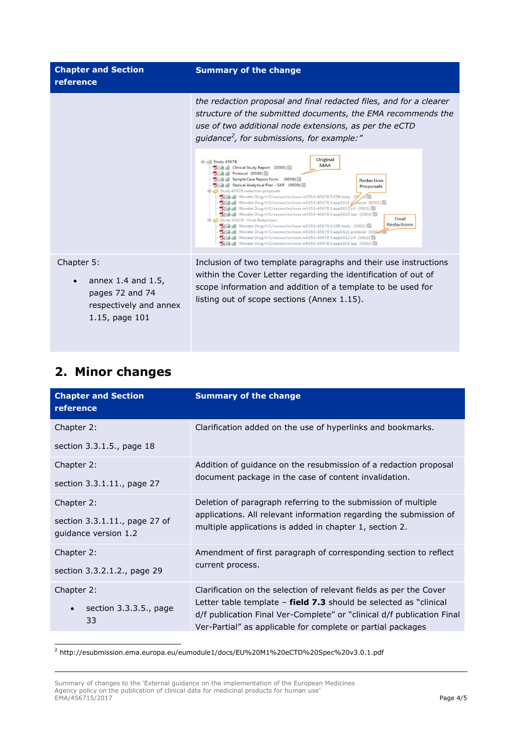| Chapter and Section reference | Summary of the change |
|---|---|
| | *the redaction proposal and final redacted files, and for a clearer structure of the submitted documents, the EMA recommends the use of two additional node extensions, as per the eCTD guidance[2], for submissions, for example:"* |
| Chapter 5:<br>• annex 1.4 and 1.5, pages 72 and 74 respectively and annex 1.15, page 101 | Inclusion of two template paragraphs and their use instructions within the Cover Letter regarding the identification of out of scope information and addition of a template to be used for listing out of scope sections (Annex 1.15). |

## 2. Minor changes

| Chapter and Section reference | Summary of the change |
|---|---|
| Chapter 2:<br>section 3.3.1.5., page 18 | Clarification added on the use of hyperlinks and bookmarks. |
| Chapter 2:<br>section 3.3.1.11., page 27 | Addition of guidance on the resubmission of a redaction proposal document package in the case of content invalidation. |
| Chapter 2:<br>section 3.3.1.11., page 27 of guidance version 1.2 | Deletion of paragraph referring to the submission of multiple applications. All relevant information regarding the submission of multiple applications is added in chapter 1, section 2. |
| Chapter 2:<br>section 3.3.2.1.2., page 29 | Amendment of first paragraph of corresponding section to reflect current process. |
| Chapter 2:<br>• section 3.3.3.5., page 33 | Clarification on the selection of relevant fields as per the Cover Letter table template – **field 7.3** should be selected as "clinical d/f publication Final Ver-Complete" or "clinical d/f publication Final Ver-Partial" as applicable for complete or partial packages |

[2] http://esubmission.ema.europa.eu/eumodule1/docs/EU%20M1%20eCTD%20Spec%20v3.0.1.pdf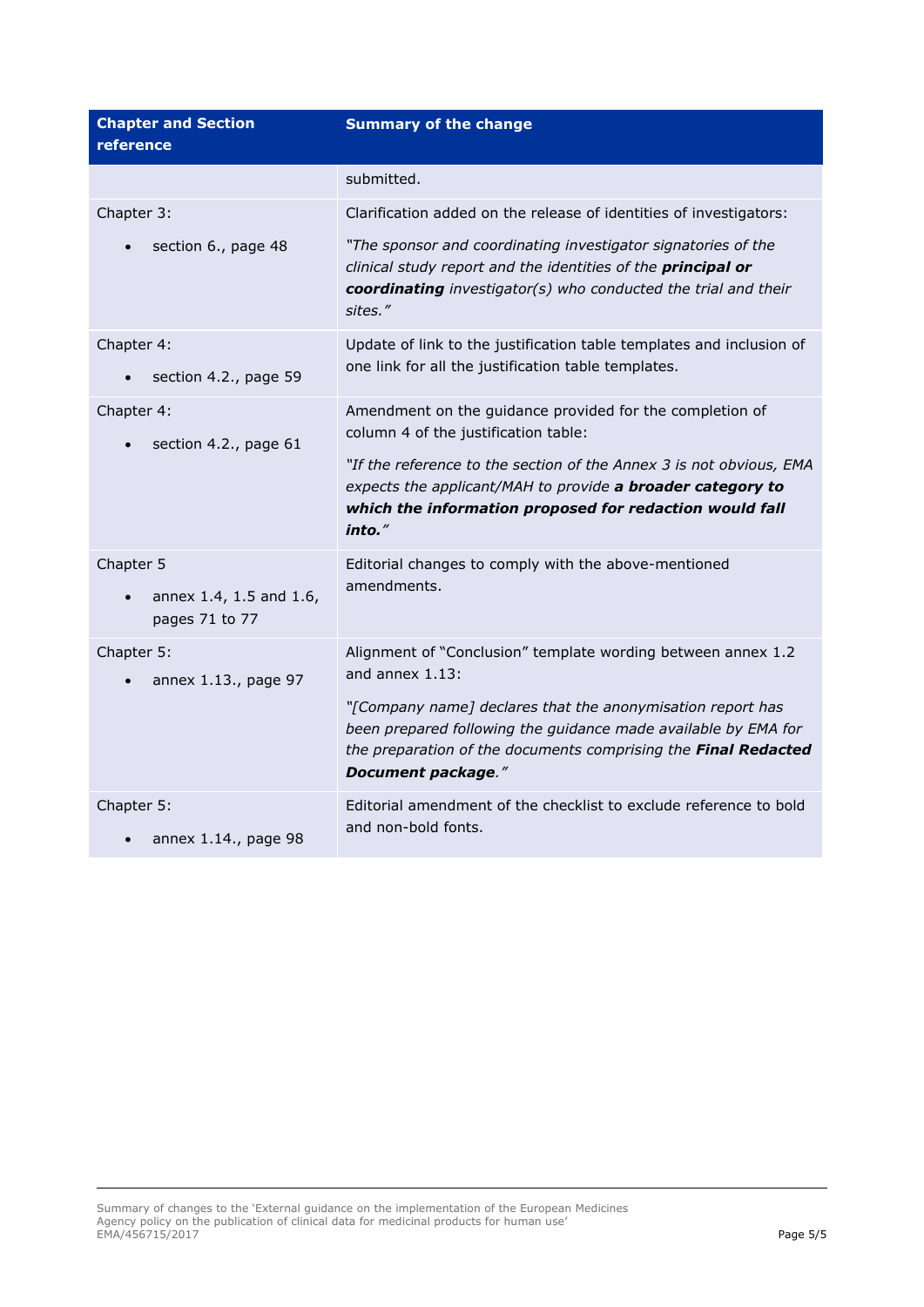| Chapter and Section reference | Summary of the change |
|---|---|
| | submitted. |
| Chapter 3:<br>• section 6., page 48 | Clarification added on the release of identities of investigators:<br>*"The sponsor and coordinating investigator signatories of the clinical study report and the identities of the* ***principal or coordinating*** *investigator(s) who conducted the trial and their sites."* |
| Chapter 4:<br>• section 4.2., page 59 | Update of link to the justification table templates and inclusion of one link for all the justification table templates. |
| Chapter 4:<br>• section 4.2., page 61 | Amendment on the guidance provided for the completion of column 4 of the justification table:<br>*"If the reference to the section of the Annex 3 is not obvious, EMA expects the applicant/MAH to provide* ***a broader category to which the information proposed for redaction would fall into.****"* |
| Chapter 5<br>• annex 1.4, 1.5 and 1.6, pages 71 to 77 | Editorial changes to comply with the above-mentioned amendments. |
| Chapter 5:<br>• annex 1.13., page 97 | Alignment of "Conclusion" template wording between annex 1.2 and annex 1.13:<br>*"[Company name] declares that the anonymisation report has been prepared following the guidance made available by EMA for the preparation of the documents comprising the* ***Final Redacted Document package****."* |
| Chapter 5:<br>• annex 1.14., page 98 | Editorial amendment of the checklist to exclude reference to bold and non-bold fonts. |